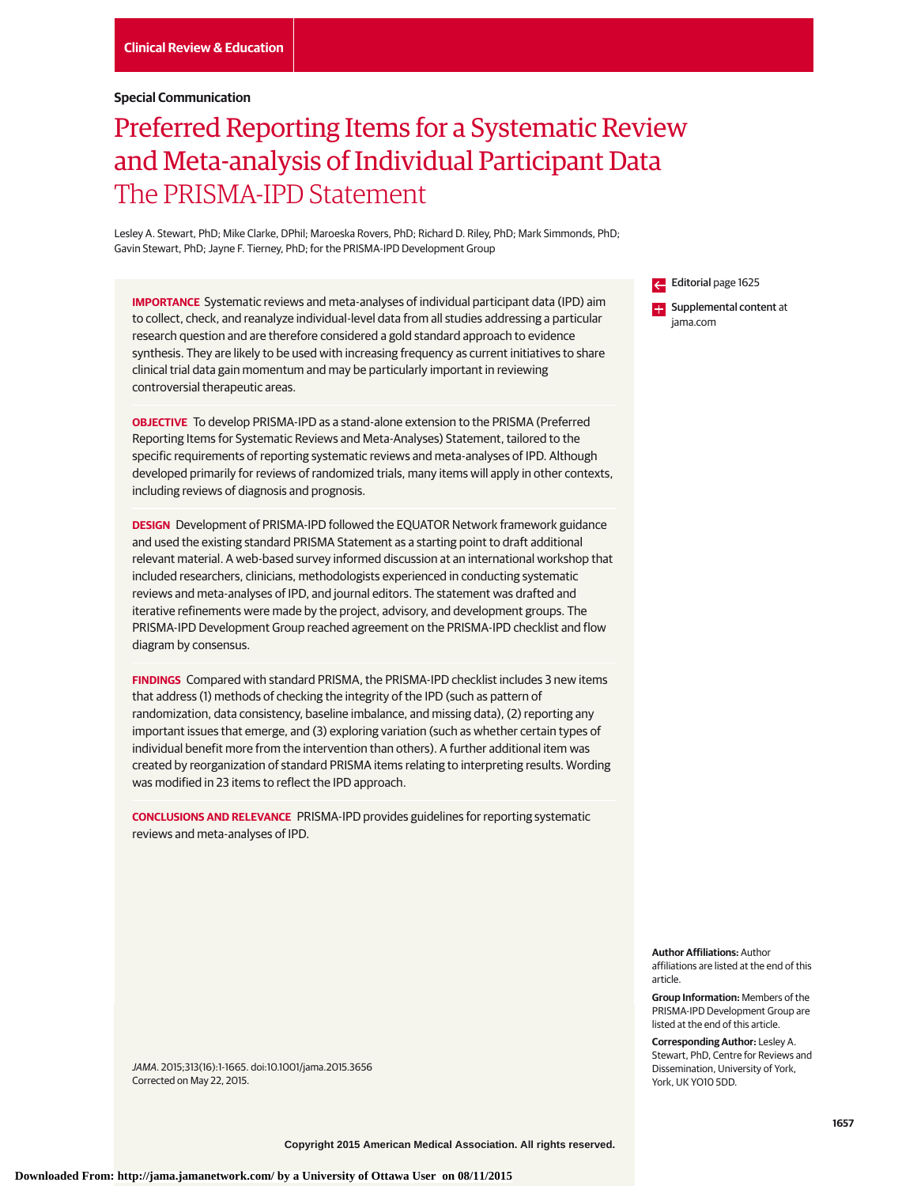Clinical Review & Education

**Special Communication**

# Preferred Reporting Items for a Systematic Review and Meta-analysis of Individual Participant Data
## The PRISMA-IPD Statement

Lesley A. Stewart, PhD; Mike Clarke, DPhil; Maroeska Rovers, PhD; Richard D. Riley, PhD; Mark Simmonds, PhD; Gavin Stewart, PhD; Jayne F. Tierney, PhD; for the PRISMA-IPD Development Group

**IMPORTANCE** Systematic reviews and meta-analyses of individual participant data (IPD) aim to collect, check, and reanalyze individual-level data from all studies addressing a particular research question and are therefore considered a gold standard approach to evidence synthesis. They are likely to be used with increasing frequency as current initiatives to share clinical trial data gain momentum and may be particularly important in reviewing controversial therapeutic areas.

**OBJECTIVE** To develop PRISMA-IPD as a stand-alone extension to the PRISMA (Preferred Reporting Items for Systematic Reviews and Meta-Analyses) Statement, tailored to the specific requirements of reporting systematic reviews and meta-analyses of IPD. Although developed primarily for reviews of randomized trials, many items will apply in other contexts, including reviews of diagnosis and prognosis.

**DESIGN** Development of PRISMA-IPD followed the EQUATOR Network framework guidance and used the existing standard PRISMA Statement as a starting point to draft additional relevant material. A web-based survey informed discussion at an international workshop that included researchers, clinicians, methodologists experienced in conducting systematic reviews and meta-analyses of IPD, and journal editors. The statement was drafted and iterative refinements were made by the project, advisory, and development groups. The PRISMA-IPD Development Group reached agreement on the PRISMA-IPD checklist and flow diagram by consensus.

**FINDINGS** Compared with standard PRISMA, the PRISMA-IPD checklist includes 3 new items that address (1) methods of checking the integrity of the IPD (such as pattern of randomization, data consistency, baseline imbalance, and missing data), (2) reporting any important issues that emerge, and (3) exploring variation (such as whether certain types of individual benefit more from the intervention than others). A further additional item was created by reorganization of standard PRISMA items relating to interpreting results. Wording was modified in 23 items to reflect the IPD approach.

**CONCLUSIONS AND RELEVANCE** PRISMA-IPD provides guidelines for reporting systematic reviews and meta-analyses of IPD.

*JAMA*. 2015;313(16):1-1665. doi:10.1001/jama.2015.3656
Corrected on May 22, 2015.

**Editorial** page 1625

**Supplemental content** at jama.com

**Author Affiliations:** Author affiliations are listed at the end of this article.

**Group Information:** Members of the PRISMA-IPD Development Group are listed at the end of this article.

**Corresponding Author:** Lesley A. Stewart, PhD, Centre for Reviews and Dissemination, University of York, York, UK YO10 5DD.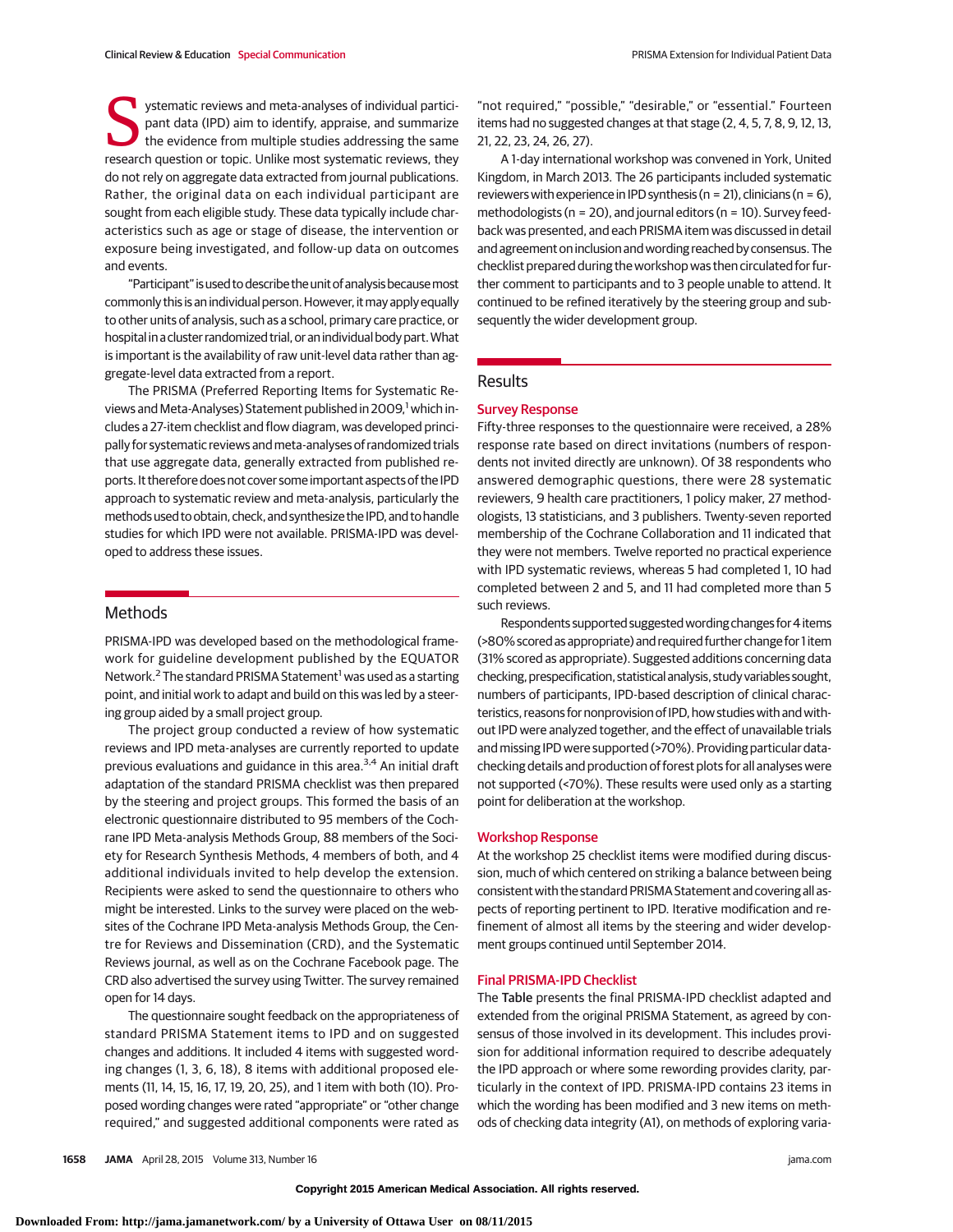Systematic reviews and meta-analyses of individual participant data (IPD) aim to identify, appraise, and summarize the evidence from multiple studies addressing the same research question or topic. Unlike most systematic reviews, they do not rely on aggregate data extracted from journal publications. Rather, the original data on each individual participant are sought from each eligible study. These data typically include characteristics such as age or stage of disease, the intervention or exposure being investigated, and follow-up data on outcomes and events.

"Participant" is used to describe the unit of analysis because most commonly this is an individual person. However, it may apply equally to other units of analysis, such as a school, primary care practice, or hospital in a cluster randomized trial, or an individual body part. What is important is the availability of raw unit-level data rather than aggregate-level data extracted from a report.

The PRISMA (Preferred Reporting Items for Systematic Reviews and Meta-Analyses) Statement published in 2009,[1] which includes a 27-item checklist and flow diagram, was developed principally for systematic reviews and meta-analyses of randomized trials that use aggregate data, generally extracted from published reports. It therefore does not cover some important aspects of the IPD approach to systematic review and meta-analysis, particularly the methods used to obtain, check, and synthesize the IPD, and to handle studies for which IPD were not available. PRISMA-IPD was developed to address these issues.

## Methods

PRISMA-IPD was developed based on the methodological framework for guideline development published by the EQUATOR Network.[2] The standard PRISMA Statement[1] was used as a starting point, and initial work to adapt and build on this was led by a steering group aided by a small project group.

The project group conducted a review of how systematic reviews and IPD meta-analyses are currently reported to update previous evaluations and guidance in this area.[3,4] An initial draft adaptation of the standard PRISMA checklist was then prepared by the steering and project groups. This formed the basis of an electronic questionnaire distributed to 95 members of the Cochrane IPD Meta-analysis Methods Group, 88 members of the Society for Research Synthesis Methods, 4 members of both, and 4 additional individuals invited to help develop the extension. Recipients were asked to send the questionnaire to others who might be interested. Links to the survey were placed on the websites of the Cochrane IPD Meta-analysis Methods Group, the Centre for Reviews and Dissemination (CRD), and the Systematic Reviews journal, as well as on the Cochrane Facebook page. The CRD also advertised the survey using Twitter. The survey remained open for 14 days.

The questionnaire sought feedback on the appropriateness of standard PRISMA Statement items to IPD and on suggested changes and additions. It included 4 items with suggested wording changes (1, 3, 6, 18), 8 items with additional proposed elements (11, 14, 15, 16, 17, 19, 20, 25), and 1 item with both (10). Proposed wording changes were rated "appropriate" or "other change required," and suggested additional components were rated as "not required," "possible," "desirable," or "essential." Fourteen items had no suggested changes at that stage (2, 4, 5, 7, 8, 9, 12, 13, 21, 22, 23, 24, 26, 27).

A 1-day international workshop was convened in York, United Kingdom, in March 2013. The 26 participants included systematic reviewers with experience in IPD synthesis (n = 21), clinicians (n = 6), methodologists (n = 20), and journal editors (n = 10). Survey feedback was presented, and each PRISMA item was discussed in detail and agreement on inclusion and wording reached by consensus. The checklist prepared during the workshop was then circulated for further comment to participants and to 3 people unable to attend. It continued to be refined iteratively by the steering group and subsequently the wider development group.

## Results

### Survey Response

Fifty-three responses to the questionnaire were received, a 28% response rate based on direct invitations (numbers of respondents not invited directly are unknown). Of 38 respondents who answered demographic questions, there were 28 systematic reviewers, 9 health care practitioners, 1 policy maker, 27 methodologists, 13 statisticians, and 3 publishers. Twenty-seven reported membership of the Cochrane Collaboration and 11 indicated that they were not members. Twelve reported no practical experience with IPD systematic reviews, whereas 5 had completed 1, 10 had completed between 2 and 5, and 11 had completed more than 5 such reviews.

Respondents supported suggested wording changes for 4 items (>80% scored as appropriate) and required further change for 1 item (31% scored as appropriate). Suggested additions concerning data checking, prespecification, statistical analysis, study variables sought, numbers of participants, IPD-based description of clinical characteristics, reasons for nonprovision of IPD, how studies with and without IPD were analyzed together, and the effect of unavailable trials and missing IPD were supported (>70%). Providing particular data-checking details and production of forest plots for all analyses were not supported (<70%). These results were used only as a starting point for deliberation at the workshop.

### Workshop Response

At the workshop 25 checklist items were modified during discussion, much of which centered on striking a balance between being consistent with the standard PRISMA Statement and covering all aspects of reporting pertinent to IPD. Iterative modification and refinement of almost all items by the steering and wider development groups continued until September 2014.

### Final PRISMA-IPD Checklist

The **Table** presents the final PRISMA-IPD checklist adapted and extended from the original PRISMA Statement, as agreed by consensus of those involved in its development. This includes provision for additional information required to describe adequately the IPD approach or where some rewording provides clarity, particularly in the context of IPD. PRISMA-IPD contains 23 items in which the wording has been modified and 3 new items on methods of checking data integrity (A1), on methods of exploring varia-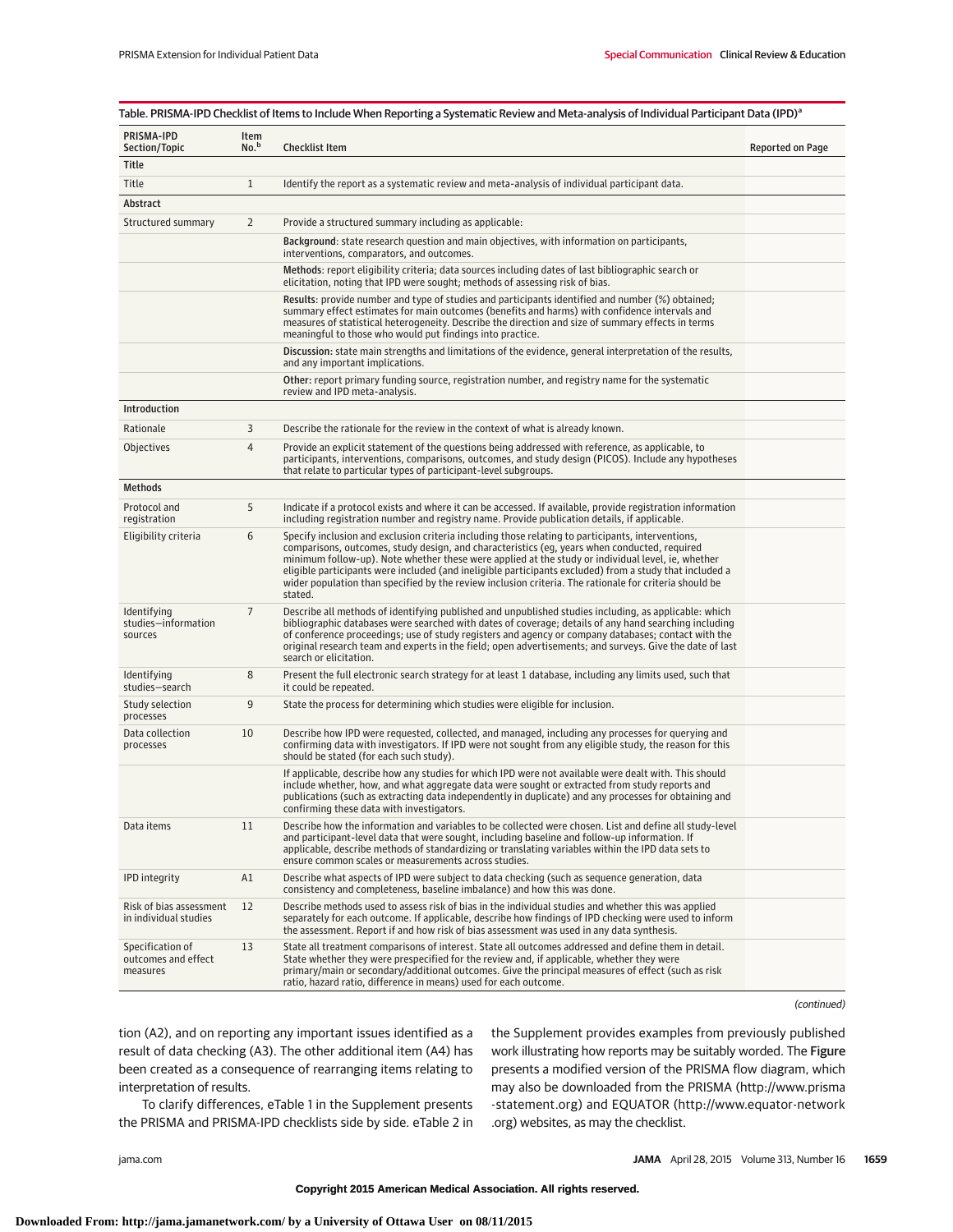Table. PRISMA-IPD Checklist of Items to Include When Reporting a Systematic Review and Meta-analysis of Individual Participant Data (IPD)[a]

| PRISMA-IPD Section/Topic | Item No.[b] | Checklist Item | Reported on Page |
|---|---|---|---|
| **Title** | | | |
| Title | 1 | Identify the report as a systematic review and meta-analysis of individual participant data. | |
| **Abstract** | | | |
| Structured summary | 2 | Provide a structured summary including as applicable: | |
| | | **Background**: state research question and main objectives, with information on participants, interventions, comparators, and outcomes. | |
| | | **Methods**: report eligibility criteria; data sources including dates of last bibliographic search or elicitation, noting that IPD were sought; methods of assessing risk of bias. | |
| | | **Results**: provide number and type of studies and participants identified and number (%) obtained; summary effect estimates for main outcomes (benefits and harms) with confidence intervals and measures of statistical heterogeneity. Describe the direction and size of summary effects in terms meaningful to those who would put findings into practice. | |
| | | **Discussion**: state main strengths and limitations of the evidence, general interpretation of the results, and any important implications. | |
| | | **Other**: report primary funding source, registration number, and registry name for the systematic review and IPD meta-analysis. | |
| **Introduction** | | | |
| Rationale | 3 | Describe the rationale for the review in the context of what is already known. | |
| Objectives | 4 | Provide an explicit statement of the questions being addressed with reference, as applicable, to participants, interventions, comparisons, outcomes, and study design (PICOS). Include any hypotheses that relate to particular types of participant-level subgroups. | |
| **Methods** | | | |
| Protocol and registration | 5 | Indicate if a protocol exists and where it can be accessed. If available, provide registration information including registration number and registry name. Provide publication details, if applicable. | |
| Eligibility criteria | 6 | Specify inclusion and exclusion criteria including those relating to participants, interventions, comparisons, outcomes, study design, and characteristics (eg, years when conducted, required minimum follow-up). Note whether these were applied at the study or individual level, ie, whether eligible participants were included (and ineligible participants excluded) from a study that included a wider population than specified by the review inclusion criteria. The rationale for criteria should be stated. | |
| Identifying studies—information sources | 7 | Describe all methods of identifying published and unpublished studies including, as applicable: which bibliographic databases were searched with dates of coverage; details of any hand searching including of conference proceedings; use of study registers and agency or company databases; contact with the original research team and experts in the field; open advertisements; and surveys. Give the date of last search or elicitation. | |
| Identifying studies—search | 8 | Present the full electronic search strategy for at least 1 database, including any limits used, such that it could be repeated. | |
| Study selection processes | 9 | State the process for determining which studies were eligible for inclusion. | |
| Data collection processes | 10 | Describe how IPD were requested, collected, and managed, including any processes for querying and confirming data with investigators. If IPD were not sought from any eligible study, the reason for this should be stated (for each such study). | |
| | | If applicable, describe how any studies for which IPD were not available were dealt with. This should include whether, how, and what aggregate data were sought or extracted from study reports and publications (such as extracting data independently in duplicate) and any processes for obtaining and confirming these data with investigators. | |
| Data items | 11 | Describe how the information and variables to be collected were chosen. List and define all study-level and participant-level data that were sought, including baseline and follow-up information. If applicable, describe methods of standardizing or translating variables within the IPD data sets to ensure common scales or measurements across studies. | |
| IPD integrity | A1 | Describe what aspects of IPD were subject to data checking (such as sequence generation, data consistency and completeness, baseline imbalance) and how this was done. | |
| Risk of bias assessment in individual studies | 12 | Describe methods used to assess risk of bias in the individual studies and whether this was applied separately for each outcome. If applicable, describe how findings of IPD checking were used to inform the assessment. Report if and how risk of bias assessment was used in any data synthesis. | |
| Specification of outcomes and effect measures | 13 | State all treatment comparisons of interest. State all outcomes addressed and define them in detail. State whether they were prespecified for the review and, if applicable, whether they were primary/main or secondary/additional outcomes. Give the principal measures of effect (such as risk ratio, hazard ratio, difference in means) used for each outcome. | |

*(continued)*

tion (A2), and on reporting any important issues identified as a result of data checking (A3). The other additional item (A4) has been created as a consequence of rearranging items relating to interpretation of results.

To clarify differences, eTable 1 in the Supplement presents the PRISMA and PRISMA-IPD checklists side by side. eTable 2 in the Supplement provides examples from previously published work illustrating how reports may be suitably worded. The Figure presents a modified version of the PRISMA flow diagram, which may also be downloaded from the PRISMA (http://www.prisma-statement.org) and EQUATOR (http://www.equator-network.org) websites, as may the checklist.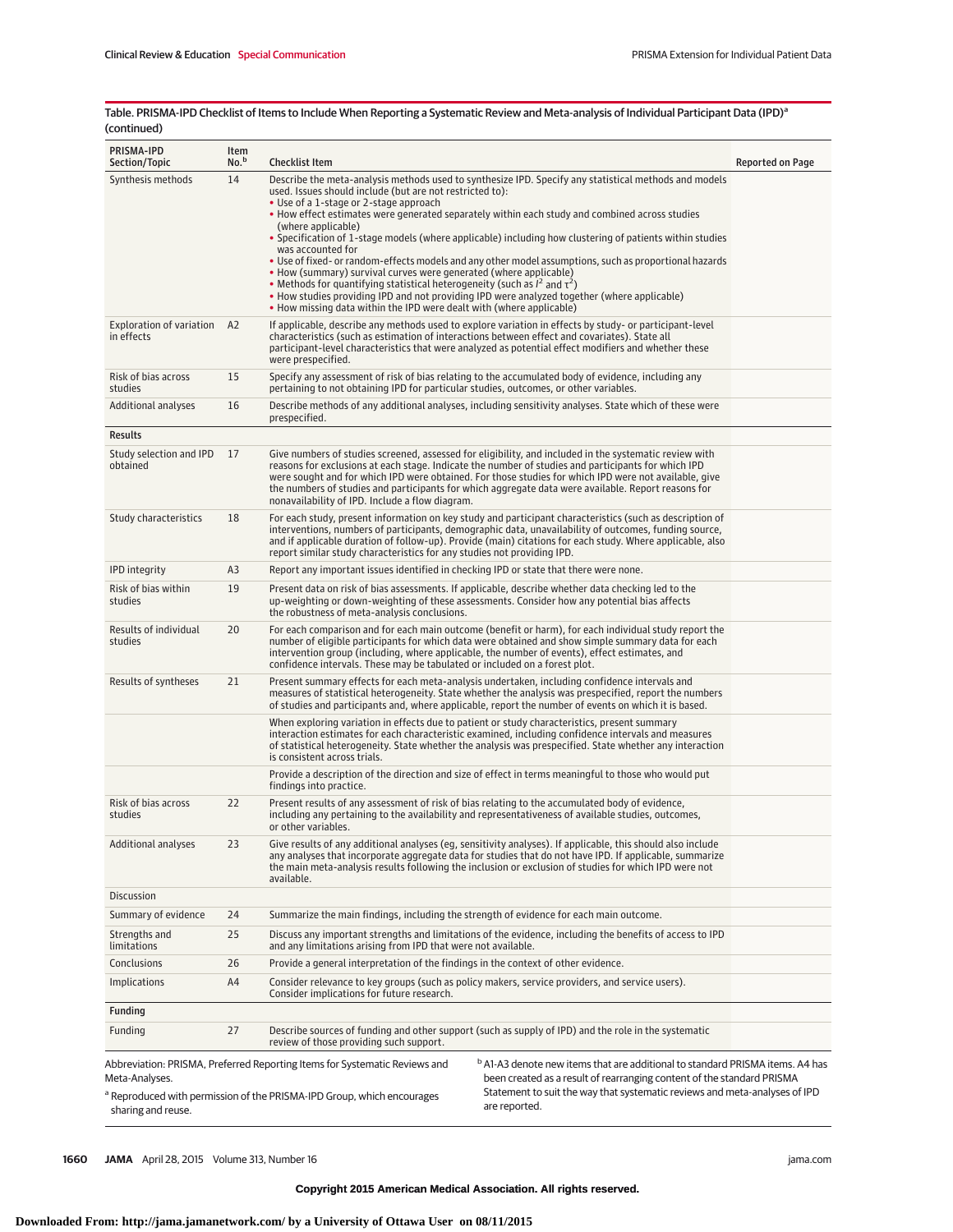Table. PRISMA-IPD Checklist of Items to Include When Reporting a Systematic Review and Meta-analysis of Individual Participant Data (IPD)[a] (continued)

| PRISMA-IPD Section/Topic | Item No.[b] | Checklist Item | Reported on Page |
|---|---|---|---|
| Synthesis methods | 14 | Describe the meta-analysis methods used to synthesize IPD. Specify any statistical methods and models used. Issues should include (but are not restricted to): • Use of a 1-stage or 2-stage approach • How effect estimates were generated separately within each study and combined across studies (where applicable) • Specification of 1-stage models (where applicable) including how clustering of patients within studies was accounted for • Use of fixed- or random-effects models and any other model assumptions, such as proportional hazards • How (summary) survival curves were generated (where applicable) • Methods for quantifying statistical heterogeneity (such as $I^2$ and $\tau^2$) • How studies providing IPD and not providing IPD were analyzed together (where applicable) • How missing data within the IPD were dealt with (where applicable) | |
| Exploration of variation in effects | A2 | If applicable, describe any methods used to explore variation in effects by study- or participant-level characteristics (such as estimation of interactions between effect and covariates). State all participant-level characteristics that were analyzed as potential effect modifiers and whether these were prespecified. | |
| Risk of bias across studies | 15 | Specify any assessment of risk of bias relating to the accumulated body of evidence, including any pertaining to not obtaining IPD for particular studies, outcomes, or other variables. | |
| Additional analyses | 16 | Describe methods of any additional analyses, including sensitivity analyses. State which of these were prespecified. | |
| **Results** | | | |
| Study selection and IPD obtained | 17 | Give numbers of studies screened, assessed for eligibility, and included in the systematic review with reasons for exclusions at each stage. Indicate the number of studies and participants for which IPD were sought and for which IPD were obtained. For those studies for which IPD were not available, give the numbers of studies and participants for which aggregate data were available. Report reasons for nonavailability of IPD. Include a flow diagram. | |
| Study characteristics | 18 | For each study, present information on key study and participant characteristics (such as description of interventions, numbers of participants, demographic data, unavailability of outcomes, funding source, and if applicable duration of follow-up). Provide (main) citations for each study. Where applicable, also report similar study characteristics for any studies not providing IPD. | |
| IPD integrity | A3 | Report any important issues identified in checking IPD or state that there were none. | |
| Risk of bias within studies | 19 | Present data on risk of bias assessments. If applicable, describe whether data checking led to the up-weighting or down-weighting of these assessments. Consider how any potential bias affects the robustness of meta-analysis conclusions. | |
| Results of individual studies | 20 | For each comparison and for each main outcome (benefit or harm), for each individual study report the number of eligible participants for which data were obtained and show simple summary data for each intervention group (including, where applicable, the number of events), effect estimates, and confidence intervals. These may be tabulated or included on a forest plot. | |
| Results of syntheses | 21 | Present summary effects for each meta-analysis undertaken, including confidence intervals and measures of statistical heterogeneity. State whether the analysis was prespecified, report the numbers of studies and participants and, where applicable, report the number of events on which it is based. | |
| | | When exploring variation in effects due to patient or study characteristics, present summary interaction estimates for each characteristic examined, including confidence intervals and measures of statistical heterogeneity. State whether the analysis was prespecified. State whether any interaction is consistent across trials. | |
| | | Provide a description of the direction and size of effect in terms meaningful to those who would put findings into practice. | |
| Risk of bias across studies | 22 | Present results of any assessment of risk of bias relating to the accumulated body of evidence, including any pertaining to the availability and representativeness of available studies, outcomes, or other variables. | |
| Additional analyses | 23 | Give results of any additional analyses (eg, sensitivity analyses). If applicable, this should also include any analyses that incorporate aggregate data for studies that do not have IPD. If applicable, summarize the main meta-analysis results following the inclusion or exclusion of studies for which IPD were not available. | |
| **Discussion** | | | |
| Summary of evidence | 24 | Summarize the main findings, including the strength of evidence for each main outcome. | |
| Strengths and limitations | 25 | Discuss any important strengths and limitations of the evidence, including the benefits of access to IPD and any limitations arising from IPD that were not available. | |
| Conclusions | 26 | Provide a general interpretation of the findings in the context of other evidence. | |
| Implications | A4 | Consider relevance to key groups (such as policy makers, service providers, and service users). Consider implications for future research. | |
| **Funding** | | | |
| Funding | 27 | Describe sources of funding and other support (such as supply of IPD) and the role in the systematic review of those providing such support. | |

Abbreviation: PRISMA, Preferred Reporting Items for Systematic Reviews and Meta-Analyses.

[a] Reproduced with permission of the PRISMA-IPD Group, which encourages sharing and reuse.

[b] A1-A3 denote new items that are additional to standard PRISMA items. A4 has been created as a result of rearranging content of the standard PRISMA Statement to suit the way that systematic reviews and meta-analyses of IPD are reported.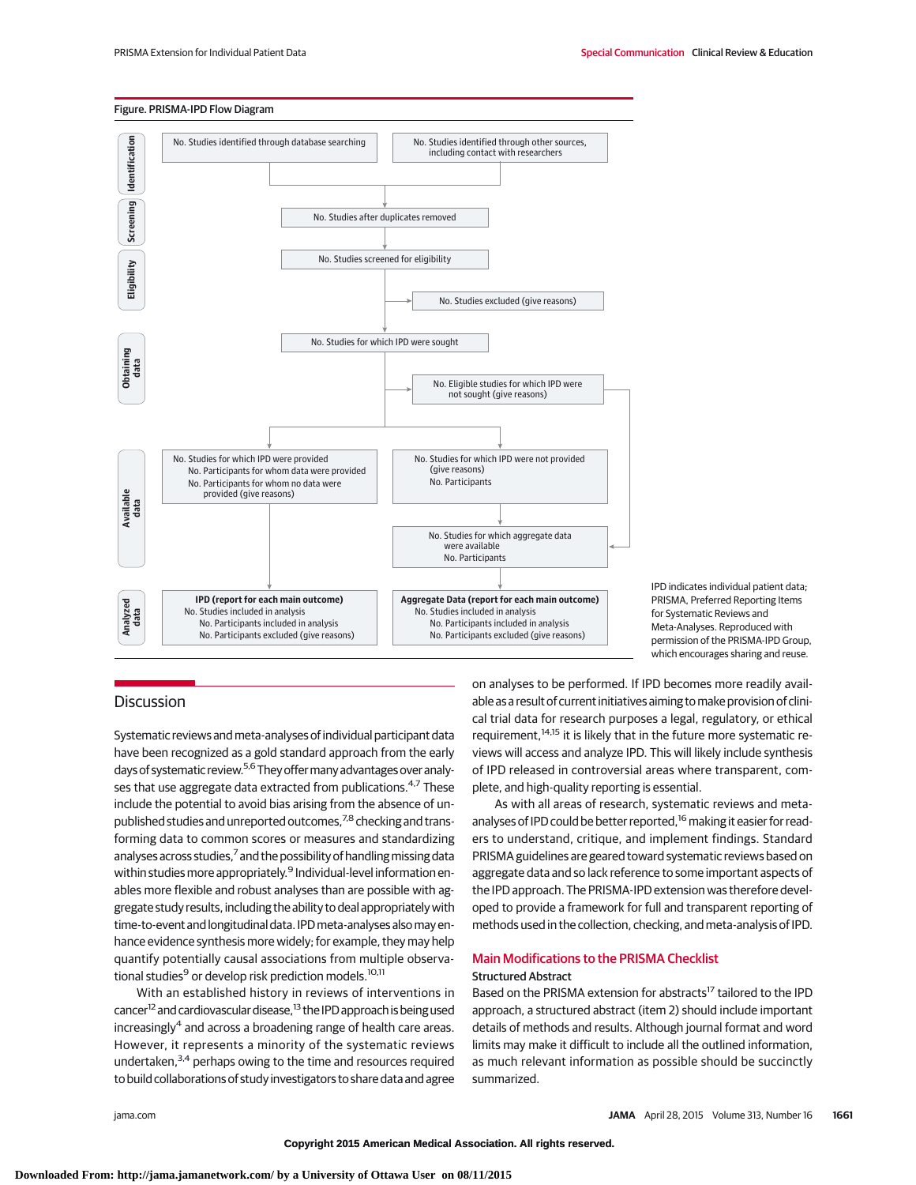**Figure. PRISMA-IPD Flow Diagram**

**Identification**
- No. Studies identified through database searching
- No. Studies identified through other sources, including contact with researchers

**Screening**
- No. Studies after duplicates removed

**Eligibility**
- No. Studies screened for eligibility
- No. Studies excluded (give reasons)

**Obtaining data**
- No. Studies for which IPD were sought
- No. Eligible studies for which IPD were not sought (give reasons)

**Available data**
- No. Studies for which IPD were provided
  - No. Participants for whom data were provided
  - No. Participants for whom no data were provided (give reasons)
- No. Studies for which IPD were not provided (give reasons)
  - No. Participants
- No. Studies for which aggregate data were available
  - No. Participants

**Analyzed data**
- **IPD (report for each main outcome)**
  - No. Studies included in analysis
  - No. Participants included in analysis
  - No. Participants excluded (give reasons)
- **Aggregate Data (report for each main outcome)**
  - No. Studies included in analysis
  - No. Participants included in analysis
  - No. Participants excluded (give reasons)

IPD indicates individual patient data; PRISMA, Preferred Reporting Items for Systematic Reviews and Meta-Analyses. Reproduced with permission of the PRISMA-IPD Group, which encourages sharing and reuse.

## Discussion

Systematic reviews and meta-analyses of individual participant data have been recognized as a gold standard approach from the early days of systematic review.[5,6] They offer many advantages over analyses that use aggregate data extracted from publications.[4,7] These include the potential to avoid bias arising from the absence of unpublished studies and unreported outcomes,[7,8] checking and transforming data to common scores or measures and standardizing analyses across studies,[7] and the possibility of handling missing data within studies more appropriately.[9] Individual-level information enables more flexible and robust analyses than are possible with aggregate study results, including the ability to deal appropriately with time-to-event and longitudinal data. IPD meta-analyses also may enhance evidence synthesis more widely; for example, they may help quantify potentially causal associations from multiple observational studies[9] or develop risk prediction models.[10,11]

With an established history in reviews of interventions in cancer[12] and cardiovascular disease,[13] the IPD approach is being used increasingly[4] and across a broadening range of health care areas. However, it represents a minority of the systematic reviews undertaken,[3,4] perhaps owing to the time and resources required to build collaborations of study investigators to share data and agree on analyses to be performed. If IPD becomes more readily available as a result of current initiatives aiming to make provision of clinical trial data for research purposes a legal, regulatory, or ethical requirement,[14,15] it is likely that in the future more systematic reviews will access and analyze IPD. This will likely include synthesis of IPD released in controversial areas where transparent, complete, and high-quality reporting is essential.

As with all areas of research, systematic reviews and meta-analyses of IPD could be better reported,[16] making it easier for readers to understand, critique, and implement findings. Standard PRISMA guidelines are geared toward systematic reviews based on aggregate data and so lack reference to some important aspects of the IPD approach. The PRISMA-IPD extension was therefore developed to provide a framework for full and transparent reporting of methods used in the collection, checking, and meta-analysis of IPD.

### Main Modifications to the PRISMA Checklist

#### Structured Abstract

Based on the PRISMA extension for abstracts[17] tailored to the IPD approach, a structured abstract (item 2) should include important details of methods and results. Although journal format and word limits may make it difficult to include all the outlined information, as much relevant information as possible should be succinctly summarized.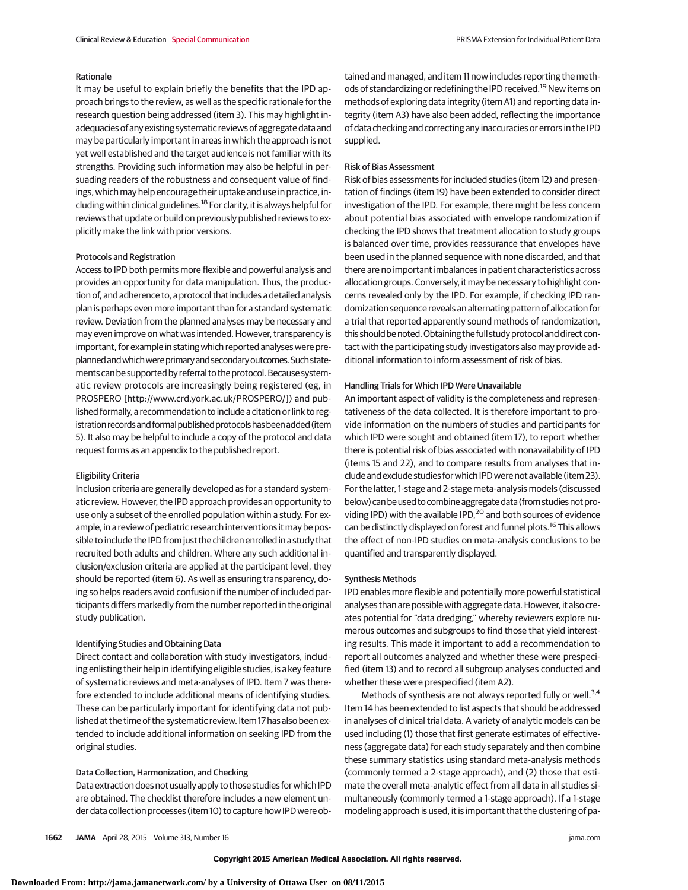### Rationale

It may be useful to explain briefly the benefits that the IPD approach brings to the review, as well as the specific rationale for the research question being addressed (item 3). This may highlight inadequacies of any existing systematic reviews of aggregate data and may be particularly important in areas in which the approach is not yet well established and the target audience is not familiar with its strengths. Providing such information may also be helpful in persuading readers of the robustness and consequent value of findings, which may help encourage their uptake and use in practice, including within clinical guidelines.[18] For clarity, it is always helpful for reviews that update or build on previously published reviews to explicitly make the link with prior versions.

### Protocols and Registration

Access to IPD both permits more flexible and powerful analysis and provides an opportunity for data manipulation. Thus, the production of, and adherence to, a protocol that includes a detailed analysis plan is perhaps even more important than for a standard systematic review. Deviation from the planned analyses may be necessary and may even improve on what was intended. However, transparency is important, for example in stating which reported analyses were preplanned and which were primary and secondary outcomes. Such statements can be supported by referral to the protocol. Because systematic review protocols are increasingly being registered (eg, in PROSPERO [http://www.crd.york.ac.uk/PROSPERO/]) and published formally, a recommendation to include a citation or link to registration records and formal published protocols has been added (item 5). It also may be helpful to include a copy of the protocol and data request forms as an appendix to the published report.

### Eligibility Criteria

Inclusion criteria are generally developed as for a standard systematic review. However, the IPD approach provides an opportunity to use only a subset of the enrolled population within a study. For example, in a review of pediatric research interventions it may be possible to include the IPD from just the children enrolled in a study that recruited both adults and children. Where any such additional inclusion/exclusion criteria are applied at the participant level, they should be reported (item 6). As well as ensuring transparency, doing so helps readers avoid confusion if the number of included participants differs markedly from the number reported in the original study publication.

### Identifying Studies and Obtaining Data

Direct contact and collaboration with study investigators, including enlisting their help in identifying eligible studies, is a key feature of systematic reviews and meta-analyses of IPD. Item 7 was therefore extended to include additional means of identifying studies. These can be particularly important for identifying data not published at the time of the systematic review. Item 17 has also been extended to include additional information on seeking IPD from the original studies.

### Data Collection, Harmonization, and Checking

Data extraction does not usually apply to those studies for which IPD are obtained. The checklist therefore includes a new element under data collection processes (item 10) to capture how IPD were obtained and managed, and item 11 now includes reporting the methods of standardizing or redefining the IPD received.[19] New items on methods of exploring data integrity (item A1) and reporting data integrity (item A3) have also been added, reflecting the importance of data checking and correcting any inaccuracies or errors in the IPD supplied.

### Risk of Bias Assessment

Risk of bias assessments for included studies (item 12) and presentation of findings (item 19) have been extended to consider direct investigation of the IPD. For example, there might be less concern about potential bias associated with envelope randomization if checking the IPD shows that treatment allocation to study groups is balanced over time, provides reassurance that envelopes have been used in the planned sequence with none discarded, and that there are no important imbalances in patient characteristics across allocation groups. Conversely, it may be necessary to highlight concerns revealed only by the IPD. For example, if checking IPD randomization sequence reveals an alternating pattern of allocation for a trial that reported apparently sound methods of randomization, this should be noted. Obtaining the full study protocol and direct contact with the participating study investigators also may provide additional information to inform assessment of risk of bias.

### Handling Trials for Which IPD Were Unavailable

An important aspect of validity is the completeness and representativeness of the data collected. It is therefore important to provide information on the numbers of studies and participants for which IPD were sought and obtained (item 17), to report whether there is potential risk of bias associated with nonavailability of IPD (items 15 and 22), and to compare results from analyses that include and exclude studies for which IPD were not available (item 23). For the latter, 1-stage and 2-stage meta-analysis models (discussed below) can be used to combine aggregate data (from studies not providing IPD) with the available IPD,[20] and both sources of evidence can be distinctly displayed on forest and funnel plots.[16] This allows the effect of non-IPD studies on meta-analysis conclusions to be quantified and transparently displayed.

### Synthesis Methods

IPD enables more flexible and potentially more powerful statistical analyses than are possible with aggregate data. However, it also creates potential for "data dredging," whereby reviewers explore numerous outcomes and subgroups to find those that yield interesting results. This made it important to add a recommendation to report all outcomes analyzed and whether these were prespecified (item 13) and to record all subgroup analyses conducted and whether these were prespecified (item A2).

Methods of synthesis are not always reported fully or well.[3,4] Item 14 has been extended to list aspects that should be addressed in analyses of clinical trial data. A variety of analytic models can be used including (1) those that first generate estimates of effectiveness (aggregate data) for each study separately and then combine these summary statistics using standard meta-analysis methods (commonly termed a 2-stage approach), and (2) those that estimate the overall meta-analytic effect from all data in all studies simultaneously (commonly termed a 1-stage approach). If a 1-stage modeling approach is used, it is important that the clustering of pa-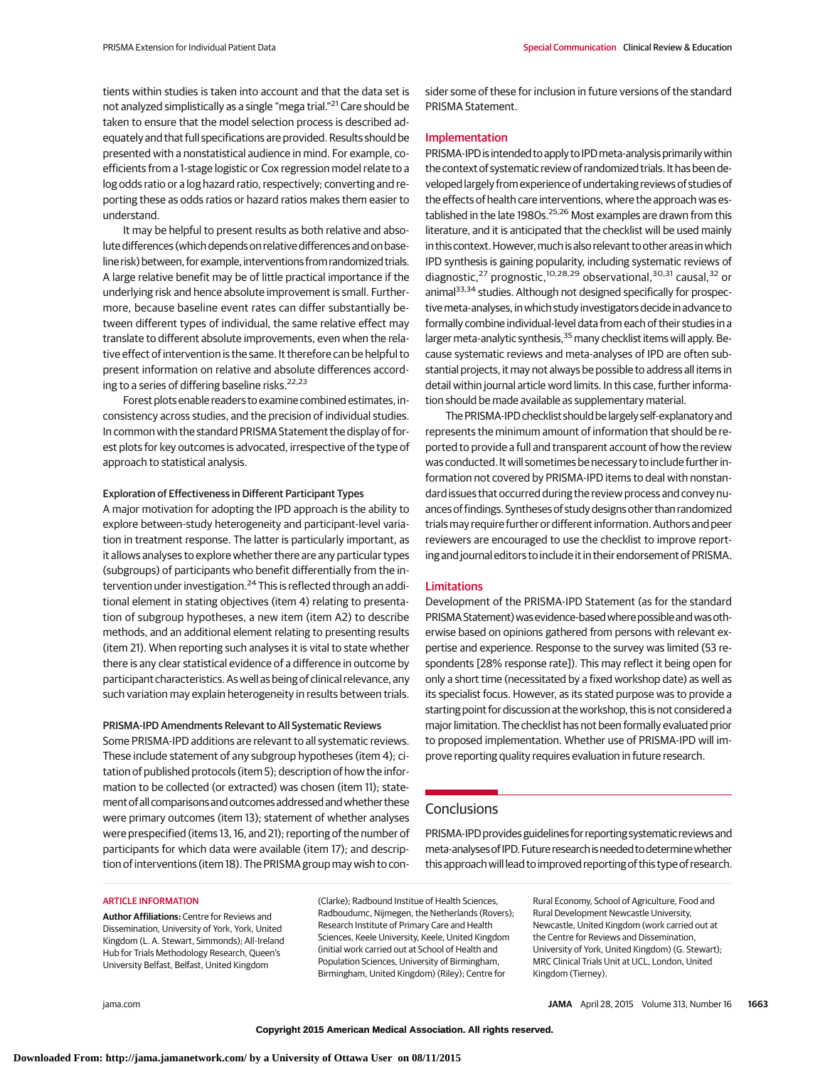tients within studies is taken into account and that the data set is not analyzed simplistically as a single "mega trial."[21] Care should be taken to ensure that the model selection process is described adequately and that full specifications are provided. Results should be presented with a nonstatistical audience in mind. For example, coefficients from a 1-stage logistic or Cox regression model relate to a log odds ratio or a log hazard ratio, respectively; converting and reporting these as odds ratios or hazard ratios makes them easier to understand.

It may be helpful to present results as both relative and absolute differences (which depends on relative differences and on baseline risk) between, for example, interventions from randomized trials. A large relative benefit may be of little practical importance if the underlying risk and hence absolute improvement is small. Furthermore, because baseline event rates can differ substantially between different types of individual, the same relative effect may translate to different absolute improvements, even when the relative effect of intervention is the same. It therefore can be helpful to present information on relative and absolute differences according to a series of differing baseline risks.[22,23]

Forest plots enable readers to examine combined estimates, inconsistency across studies, and the precision of individual studies. In common with the standard PRISMA Statement the display of forest plots for key outcomes is advocated, irrespective of the type of approach to statistical analysis.

#### Exploration of Effectiveness in Different Participant Types

A major motivation for adopting the IPD approach is the ability to explore between-study heterogeneity and participant-level variation in treatment response. The latter is particularly important, as it allows analyses to explore whether there are any particular types (subgroups) of participants who benefit differentially from the intervention under investigation.[24] This is reflected through an additional element in stating objectives (item 4) relating to presentation of subgroup hypotheses, a new item (item A2) to describe methods, and an additional element relating to presenting results (item 21). When reporting such analyses it is vital to state whether there is any clear statistical evidence of a difference in outcome by participant characteristics. As well as being of clinical relevance, any such variation may explain heterogeneity in results between trials.

#### PRISMA-IPD Amendments Relevant to All Systematic Reviews

Some PRISMA-IPD additions are relevant to all systematic reviews. These include statement of any subgroup hypotheses (item 4); citation of published protocols (item 5); description of how the information to be collected (or extracted) was chosen (item 11); statement of all comparisons and outcomes addressed and whether these were primary outcomes (item 13); statement of whether analyses were prespecified (items 13, 16, and 21); reporting of the number of participants for which data were available (item 17); and description of interventions (item 18). The PRISMA group may wish to consider some of these for inclusion in future versions of the standard PRISMA Statement.

### Implementation

PRISMA-IPD is intended to apply to IPD meta-analysis primarily within the context of systematic review of randomized trials. It has been developed largely from experience of undertaking reviews of studies of the effects of health care interventions, where the approach was established in the late 1980s.[25,26] Most examples are drawn from this literature, and it is anticipated that the checklist will be used mainly in this context. However, much is also relevant to other areas in which IPD synthesis is gaining popularity, including systematic reviews of diagnostic,[27] prognostic,[10,28,29] observational,[30,31] causal,[32] or animal[33,34] studies. Although not designed specifically for prospective meta-analyses, in which study investigators decide in advance to formally combine individual-level data from each of their studies in a larger meta-analytic synthesis,[35] many checklist items will apply. Because systematic reviews and meta-analyses of IPD are often substantial projects, it may not always be possible to address all items in detail within journal article word limits. In this case, further information should be made available as supplementary material.

The PRISMA-IPD checklist should be largely self-explanatory and represents the minimum amount of information that should be reported to provide a full and transparent account of how the review was conducted. It will sometimes be necessary to include further information not covered by PRISMA-IPD items to deal with nonstandard issues that occurred during the review process and convey nuances of findings. Syntheses of study designs other than randomized trials may require further or different information. Authors and peer reviewers are encouraged to use the checklist to improve reporting and journal editors to include it in their endorsement of PRISMA.

### Limitations

Development of the PRISMA-IPD Statement (as for the standard PRISMA Statement) was evidence-based where possible and was otherwise based on opinions gathered from persons with relevant expertise and experience. Response to the survey was limited (53 respondents [28% response rate]). This may reflect it being open for only a short time (necessitated by a fixed workshop date) as well as its specialist focus. However, as its stated purpose was to provide a starting point for discussion at the workshop, this is not considered a major limitation. The checklist has not been formally evaluated prior to proposed implementation. Whether use of PRISMA-IPD will improve reporting quality requires evaluation in future research.

## Conclusions

PRISMA-IPD provides guidelines for reporting systematic reviews and meta-analyses of IPD. Future research is needed to determine whether this approach will lead to improved reporting of this type of research.

ARTICLE INFORMATION

**Author Affiliations:** Centre for Reviews and Dissemination, University of York, York, United Kingdom (L. A. Stewart, Simmonds); All-Ireland Hub for Trials Methodology Research, Queen's University Belfast, Belfast, United Kingdom (Clarke); Radbound Institue of Health Sciences, Radboudumc, Nijmegen, the Netherlands (Rovers); Research Institute of Primary Care and Health Sciences, Keele University, Keele, United Kingdom (initial work carried out at School of Health and Population Sciences, University of Birmingham, Birmingham, United Kingdom) (Riley); Centre for Rural Economy, School of Agriculture, Food and Rural Development Newcastle University, Newcastle, United Kingdom (work carried out at the Centre for Reviews and Dissemination, University of York, United Kingdom) (G. Stewart); MRC Clinical Trials Unit at UCL, London, United Kingdom (Tierney).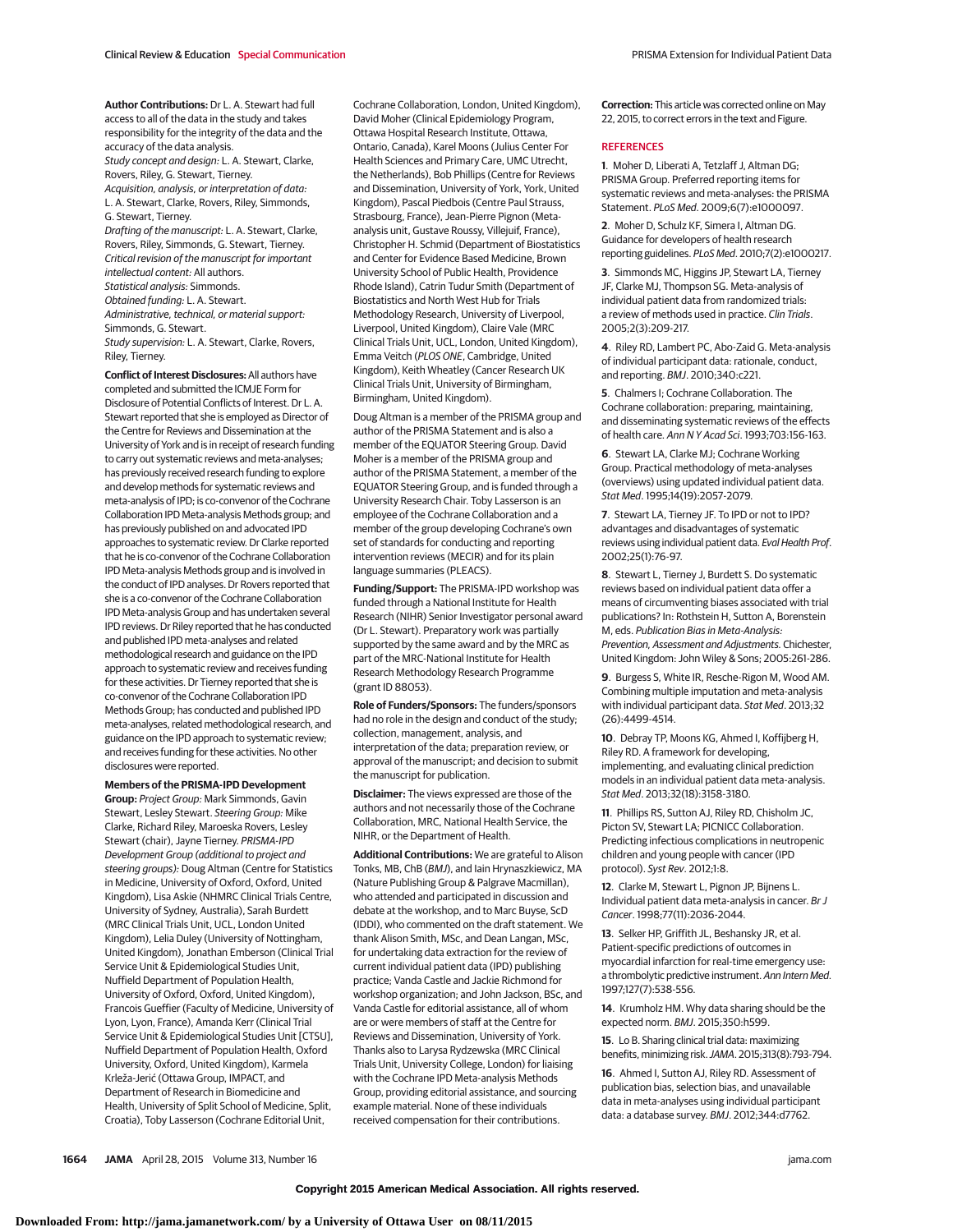**Author Contributions:** Dr L. A. Stewart had full access to all of the data in the study and takes responsibility for the integrity of the data and the accuracy of the data analysis.
*Study concept and design:* L. A. Stewart, Clarke, Rovers, Riley, G. Stewart, Tierney.
*Acquisition, analysis, or interpretation of data:* L. A. Stewart, Clarke, Rovers, Riley, Simmonds, G. Stewart, Tierney.
*Drafting of the manuscript:* L. A. Stewart, Clarke, Rovers, Riley, Simmonds, G. Stewart, Tierney.
*Critical revision of the manuscript for important intellectual content:* All authors.
*Statistical analysis:* Simmonds.
*Obtained funding:* L. A. Stewart.
*Administrative, technical, or material support:* Simmonds, G. Stewart.
*Study supervision:* L. A. Stewart, Clarke, Rovers, Riley, Tierney.

**Conflict of Interest Disclosures:** All authors have completed and submitted the ICMJE Form for Disclosure of Potential Conflicts of Interest. Dr L. A. Stewart reported that she is employed as Director of the Centre for Reviews and Dissemination at the University of York and is in receipt of research funding to carry out systematic reviews and meta-analyses; has previously received research funding to explore and develop methods for systematic reviews and meta-analysis of IPD; is co-convenor of the Cochrane Collaboration IPD Meta-analysis Methods group; and has previously published on and advocated IPD approaches to systematic review. Dr Clarke reported that he is co-convenor of the Cochrane Collaboration IPD Meta-analysis Methods group and is involved in the conduct of IPD analyses. Dr Rovers reported that she is a co-convenor of the Cochrane Collaboration IPD Meta-analysis Group and has undertaken several IPD reviews. Dr Riley reported that he has conducted and published IPD meta-analyses and related methodological research and guidance on the IPD approach to systematic review and receives funding for these activities. Dr Tierney reported that she is co-convenor of the Cochrane Collaboration IPD Methods Group; has conducted and published IPD meta-analyses, related methodological research, and guidance on the IPD approach to systematic review; and receives funding for these activities. No other disclosures were reported.

**Members of the PRISMA-IPD Development Group:** *Project Group:* Mark Simmonds, Gavin Stewart, Lesley Stewart. *Steering Group:* Mike Clarke, Richard Riley, Maroeska Rovers, Lesley Stewart (chair), Jayne Tierney. *PRISMA-IPD Development Group (additional to project and steering groups):* Doug Altman (Centre for Statistics in Medicine, University of Oxford, Oxford, United Kingdom), Lisa Askie (NHMRC Clinical Trials Centre, University of Sydney, Australia), Sarah Burdett (MRC Clinical Trials Unit, UCL, London United Kingdom), Lelia Duley (University of Nottingham, United Kingdom), Jonathan Emberson (Clinical Trial Service Unit & Epidemiological Studies Unit, Nuffield Department of Population Health, University of Oxford, Oxford, United Kingdom), Francois Gueffier (Faculty of Medicine, University of Lyon, Lyon, France), Amanda Kerr (Clinical Trial Service Unit & Epidemiological Studies Unit [CTSU], Nuffield Department of Population Health, Oxford University, Oxford, United Kingdom), Karmela Krleža-Jerić (Ottawa Group, IMPACT, and Department of Research in Biomedicine and Health, University of Split School of Medicine, Split, Croatia), Toby Lasserson (Cochrane Editorial Unit, Cochrane Collaboration, London, United Kingdom), David Moher (Clinical Epidemiology Program, Ottawa Hospital Research Institute, Ottawa, Ontario, Canada), Karel Moons (Julius Center For Health Sciences and Primary Care, UMC Utrecht, the Netherlands), Bob Phillips (Centre for Reviews and Dissemination, University of York, York, United Kingdom), Pascal Piedbois (Centre Paul Strauss, Strasbourg, France), Jean-Pierre Pignon (Meta-analysis unit, Gustave Roussy, Villejuif, France), Christopher H. Schmid (Department of Biostatistics and Center for Evidence Based Medicine, Brown University School of Public Health, Providence Rhode Island), Catrin Tudur Smith (Department of Biostatistics and North West Hub for Trials Methodology Research, University of Liverpool, Liverpool, United Kingdom), Claire Vale (MRC Clinical Trials Unit, UCL, London, United Kingdom), Emma Veitch (*PLOS ONE*, Cambridge, United Kingdom), Keith Wheatley (Cancer Research UK Clinical Trials Unit, University of Birmingham, Birmingham, United Kingdom).

Doug Altman is a member of the PRISMA group and author of the PRISMA Statement and is also a member of the EQUATOR Steering Group. David Moher is a member of the PRISMA group and author of the PRISMA Statement, a member of the EQUATOR Steering Group, and is funded through a University Research Chair. Toby Lasserson is an employee of the Cochrane Collaboration and a member of the group developing Cochrane's own set of standards for conducting and reporting intervention reviews (MECIR) and for its plain language summaries (PLEACS).

**Funding/Support:** The PRISMA-IPD workshop was funded through a National Institute for Health Research (NIHR) Senior Investigator personal award (Dr L. Stewart). Preparatory work was partially supported by the same award and by the MRC as part of the MRC-National Institute for Health Research Methodology Research Programme (grant ID 88053).

**Role of Funders/Sponsors:** The funders/sponsors had no role in the design and conduct of the study; collection, management, analysis, and interpretation of the data; preparation review, or approval of the manuscript; and decision to submit the manuscript for publication.

**Disclaimer:** The views expressed are those of the authors and not necessarily those of the Cochrane Collaboration, MRC, National Health Service, the NIHR, or the Department of Health.

**Additional Contributions:** We are grateful to Alison Tonks, MB, ChB (*BMJ*), and Iain Hrynaszkiewicz, MA (Nature Publishing Group & Palgrave Macmillan), who attended and participated in discussion and debate at the workshop, and to Marc Buyse, ScD (IDDI), who commented on the draft statement. We thank Alison Smith, MSc, and Dean Langan, MSc, for undertaking data extraction for the review of current individual patient data (IPD) publishing practice; Vanda Castle and Jackie Richmond for workshop organization; and John Jackson, BSc, and Vanda Castle for editorial assistance, all of whom are or were members of staff at the Centre for Reviews and Dissemination, University of York. Thanks also to Larysa Rydzewska (MRC Clinical Trials Unit, University College, London) for liaising with the Cochrane IPD Meta-analysis Methods Group, providing editorial assistance, and sourcing example material. None of these individuals received compensation for their contributions.

**Correction:** This article was corrected online on May 22, 2015, to correct errors in the text and Figure.

## REFERENCES

1. Moher D, Liberati A, Tetzlaff J, Altman DG; PRISMA Group. Preferred reporting items for systematic reviews and meta-analyses: the PRISMA Statement. *PLoS Med*. 2009;6(7):e1000097.

2. Moher D, Schulz KF, Simera I, Altman DG. Guidance for developers of health research reporting guidelines. *PLoS Med*. 2010;7(2):e1000217.

3. Simmonds MC, Higgins JP, Stewart LA, Tierney JF, Clarke MJ, Thompson SG. Meta-analysis of individual patient data from randomized trials: a review of methods used in practice. *Clin Trials*. 2005;2(3):209-217.

4. Riley RD, Lambert PC, Abo-Zaid G. Meta-analysis of individual participant data: rationale, conduct, and reporting. *BMJ*. 2010;340:c221.

5. Chalmers I; Cochrane Collaboration. The Cochrane collaboration: preparing, maintaining, and disseminating systematic reviews of the effects of health care. *Ann N Y Acad Sci*. 1993;703:156-163.

6. Stewart LA, Clarke MJ; Cochrane Working Group. Practical methodology of meta-analyses (overviews) using updated individual patient data. *Stat Med*. 1995;14(19):2057-2079.

7. Stewart LA, Tierney JF. To IPD or not to IPD? advantages and disadvantages of systematic reviews using individual patient data. *Eval Health Prof*. 2002;25(1):76-97.

8. Stewart L, Tierney J, Burdett S. Do systematic reviews based on individual patient data offer a means of circumventing biases associated with trial publications? In: Rothstein H, Sutton A, Borenstein M, eds. *Publication Bias in Meta-Analysis: Prevention, Assessment and Adjustments*. Chichester, United Kingdom: John Wiley & Sons; 2005:261-286.

9. Burgess S, White IR, Resche-Rigon M, Wood AM. Combining multiple imputation and meta-analysis with individual participant data. *Stat Med*. 2013;32(26):4499-4514.

10. Debray TP, Moons KG, Ahmed I, Koffijberg H, Riley RD. A framework for developing, implementing, and evaluating clinical prediction models in an individual participant data meta-analysis. *Stat Med*. 2013;32(18):3158-3180.

11. Phillips RS, Sutton AJ, Riley RD, Chisholm JC, Picton SV, Stewart LA; PICNICC Collaboration. Predicting infectious complications in neutropenic children and young people with cancer (IPD protocol). *Syst Rev*. 2012;1:8.

12. Clarke M, Stewart L, Pignon JP, Bijnens L. Individual patient data meta-analysis in cancer. *Br J Cancer*. 1998;77(11):2036-2044.

13. Selker HP, Griffith JL, Beshansky JR, et al. Patient-specific predictions of outcomes in myocardial infarction for real-time emergency use: a thrombolytic predictive instrument. *Ann Intern Med*. 1997;127(7):538-556.

14. Krumholz HM. Why data sharing should be the expected norm. *BMJ*. 2015;350:h599.

15. Lo B. Sharing clinical trial data: maximizing benefits, minimizing risk. *JAMA*. 2015;313(8):793-794.

16. Ahmed I, Sutton AJ, Riley RD. Assessment of publication bias, selection bias, and unavailable data in meta-analyses using individual participant data: a database survey. *BMJ*. 2012;344:d7762.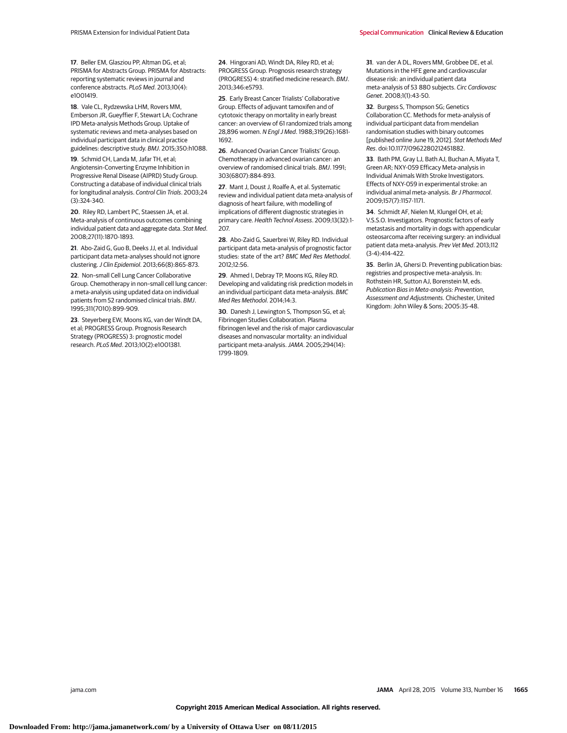**17**. Beller EM, Glasziou PP, Altman DG, et al; PRISMA for Abstracts Group. PRISMA for Abstracts: reporting systematic reviews in journal and conference abstracts. *PLoS Med*. 2013;10(4):e1001419.

**18**. Vale CL, Rydzewska LHM, Rovers MM, Emberson JR, Gueyffier F, Stewart LA; Cochrane IPD Meta-analysis Methods Group. Uptake of systematic reviews and meta-analyses based on individual participant data in clinical practice guidelines: descriptive study. *BMJ*. 2015;350:h1088.

**19**. Schmid CH, Landa M, Jafar TH, et al; Angiotensin-Converting Enzyme Inhibition in Progressive Renal Disease (AIPRD) Study Group. Constructing a database of individual clinical trials for longitudinal analysis. *Control Clin Trials*. 2003;24(3):324-340.

**20**. Riley RD, Lambert PC, Staessen JA, et al. Meta-analysis of continuous outcomes combining individual patient data and aggregate data. *Stat Med*. 2008;27(11):1870-1893.

**21**. Abo-Zaid G, Guo B, Deeks JJ, et al. Individual participant data meta-analyses should not ignore clustering. *J Clin Epidemiol*. 2013;66(8):865-873.

**22**. Non–small Cell Lung Cancer Collaborative Group. Chemotherapy in non–small cell lung cancer: a meta-analysis using updated data on individual patients from 52 randomised clinical trials. *BMJ*. 1995;311(7010):899-909.

**23**. Steyerberg EW, Moons KG, van der Windt DA, et al; PROGRESS Group. Prognosis Research Strategy (PROGRESS) 3: prognostic model research. *PLoS Med*. 2013;10(2):e1001381.

**24**. Hingorani AD, Windt DA, Riley RD, et al; PROGRESS Group. Prognosis research strategy (PROGRESS) 4: stratified medicine research. *BMJ*. 2013;346:e5793.

**25**. Early Breast Cancer Trialists' Collaborative Group. Effects of adjuvant tamoxifen and of cytotoxic therapy on mortality in early breast cancer: an overview of 61 randomized trials among 28,896 women. *N Engl J Med*. 1988;319(26):1681-1692.

**26**. Advanced Ovarian Cancer Trialists' Group. Chemotherapy in advanced ovarian cancer: an overview of randomised clinical trials. *BMJ*. 1991;303(6807):884-893.

**27**. Mant J, Doust J, Roalfe A, et al. Systematic review and individual patient data meta-analysis of diagnosis of heart failure, with modelling of implications of different diagnostic strategies in primary care. *Health Technol Assess*. 2009;13(32):1-207.

**28**. Abo-Zaid G, Sauerbrei W, Riley RD. Individual participant data meta-analysis of prognostic factor studies: state of the art? *BMC Med Res Methodol*. 2012;12:56.

**29**. Ahmed I, Debray TP, Moons KG, Riley RD. Developing and validating risk prediction models in an individual participant data meta-analysis. *BMC Med Res Methodol*. 2014;14:3.

**30**. Danesh J, Lewington S, Thompson SG, et al; Fibrinogen Studies Collaboration. Plasma fibrinogen level and the risk of major cardiovascular diseases and nonvascular mortality: an individual participant meta-analysis. *JAMA*. 2005;294(14):1799-1809.

**31**. van der A DL, Rovers MM, Grobbee DE, et al. Mutations in the HFE gene and cardiovascular disease risk: an individual patient data meta-analysis of 53 880 subjects. *Circ Cardiovasc Genet*. 2008;1(1):43-50.

**32**. Burgess S, Thompson SG; Genetics Collaboration CC. Methods for meta-analysis of individual participant data from mendelian randomisation studies with binary outcomes [published online June 19, 2012]. *Stat Methods Med Res*. doi:10.1177/0962280212451882.

**33**. Bath PM, Gray LJ, Bath AJ, Buchan A, Miyata T, Green AR; NXY-059 Efficacy Meta-analysis in Individual Animals With Stroke Investigators. Effects of NXY-059 in experimental stroke: an individual animal meta-analysis. *Br J Pharmacol*. 2009;157(7):1157-1171.

**34**. Schmidt AF, Nielen M, Klungel OH, et al; V.S.S.O. Investigators. Prognostic factors of early metastasis and mortality in dogs with appendicular osteosarcoma after receiving surgery: an individual patient data meta-analysis. *Prev Vet Med*. 2013;112(3-4):414-422.

**35**. Berlin JA, Ghersi D. Preventing publication bias: registries and prospective meta-analysis. In: Rothstein HR, Sutton AJ, Borenstein M, eds. *Publication Bias in Meta-analysis: Prevention, Assessment and Adjustments*. Chichester, United Kingdom: John Wiley & Sons; 2005:35-48.